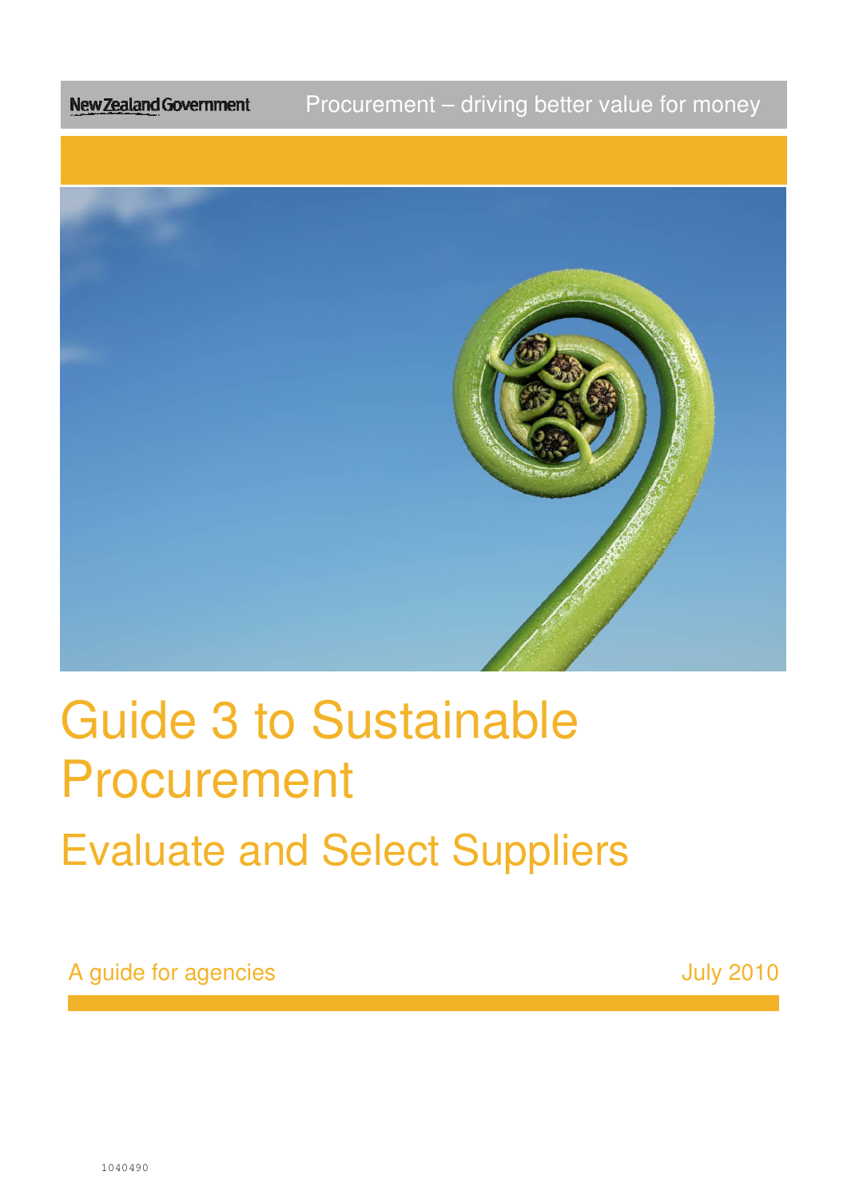New Zealand Government

Procurement – driving better value for money

# Guide 3 to Sustainable Procurement

## Evaluate and Select Suppliers

A guide for agencies

July 2010

1040490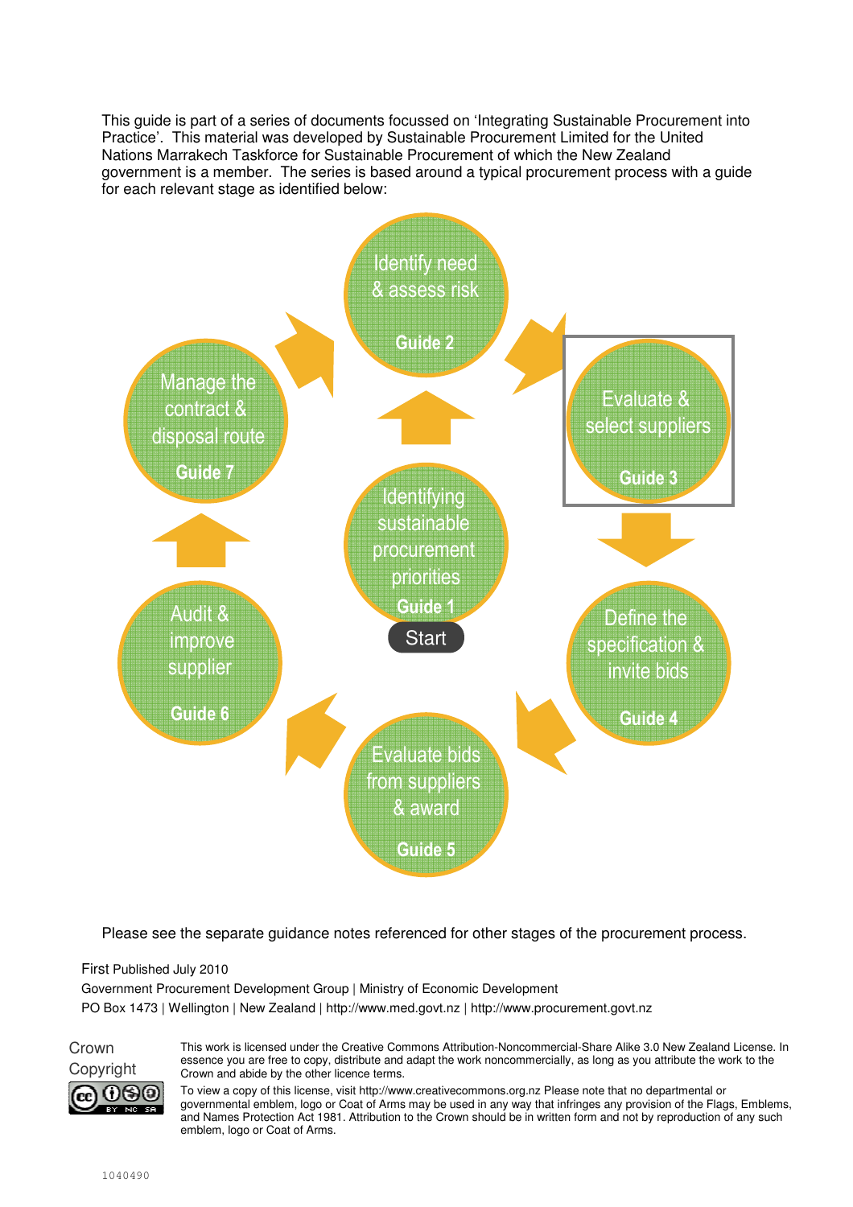This guide is part of a series of documents focussed on 'Integrating Sustainable Procurement into Practice'. This material was developed by Sustainable Procurement Limited for the United Nations Marrakech Taskforce for Sustainable Procurement of which the New Zealand government is a member. The series is based around a typical procurement process with a guide for each relevant stage as identified below:

- Identifying sustainable procurement priorities – Guide 1 (Start)
- Identify need & assess risk – Guide 2
- Evaluate & select suppliers – Guide 3
- Define the specification & invite bids – Guide 4
- Evaluate bids from suppliers & award – Guide 5
- Audit & improve supplier – Guide 6
- Manage the contract & disposal route – Guide 7

Please see the separate guidance notes referenced for other stages of the procurement process.

First Published July 2010

Government Procurement Development Group | Ministry of Economic Development

PO Box 1473 | Wellington | New Zealand | http://www.med.govt.nz | http://www.procurement.govt.nz

Crown Copyright

This work is licensed under the Creative Commons Attribution-Noncommercial-Share Alike 3.0 New Zealand License. In essence you are free to copy, distribute and adapt the work noncommercially, as long as you attribute the work to the Crown and abide by the other licence terms.

To view a copy of this license, visit http://www.creativecommons.org.nz Please note that no departmental or governmental emblem, logo or Coat of Arms may be used in any way that infringes any provision of the Flags, Emblems, and Names Protection Act 1981. Attribution to the Crown should be in written form and not by reproduction of any such emblem, logo or Coat of Arms.

1040490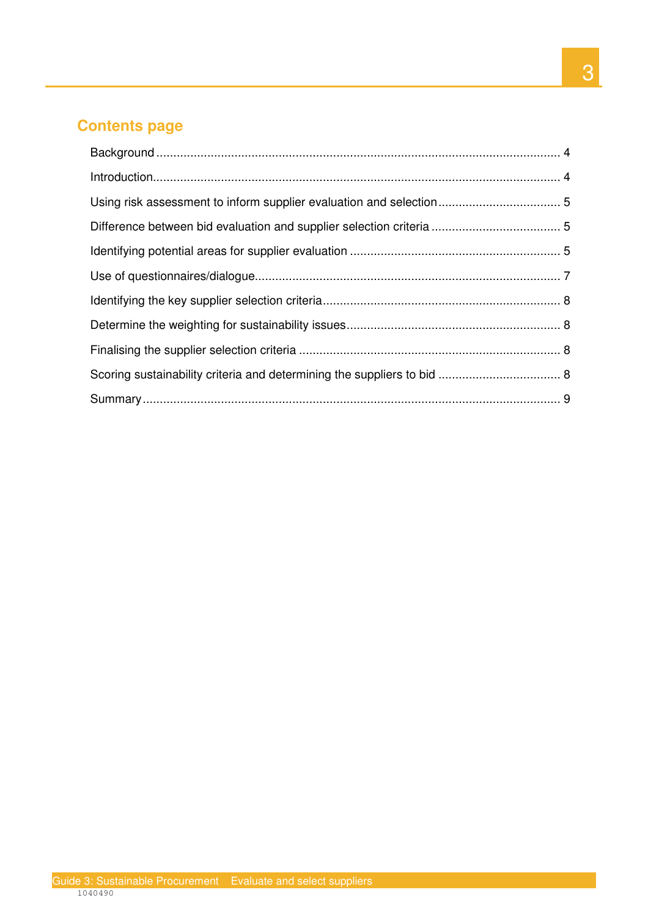## Contents page

Background ..................................................................................................................... 4

Introduction...................................................................................................................... 4

Using risk assessment to inform supplier evaluation and selection .................................... 5

Difference between bid evaluation and supplier selection criteria ...................................... 5

Identifying potential areas for supplier evaluation ............................................................. 5

Use of questionnaires/dialogue......................................................................................... 7

Identifying the key supplier selection criteria..................................................................... 8

Determine the weighting for sustainability issues.............................................................. 8

Finalising the supplier selection criteria ............................................................................ 8

Scoring sustainability criteria and determining the suppliers to bid .................................... 8

Summary.......................................................................................................................... 9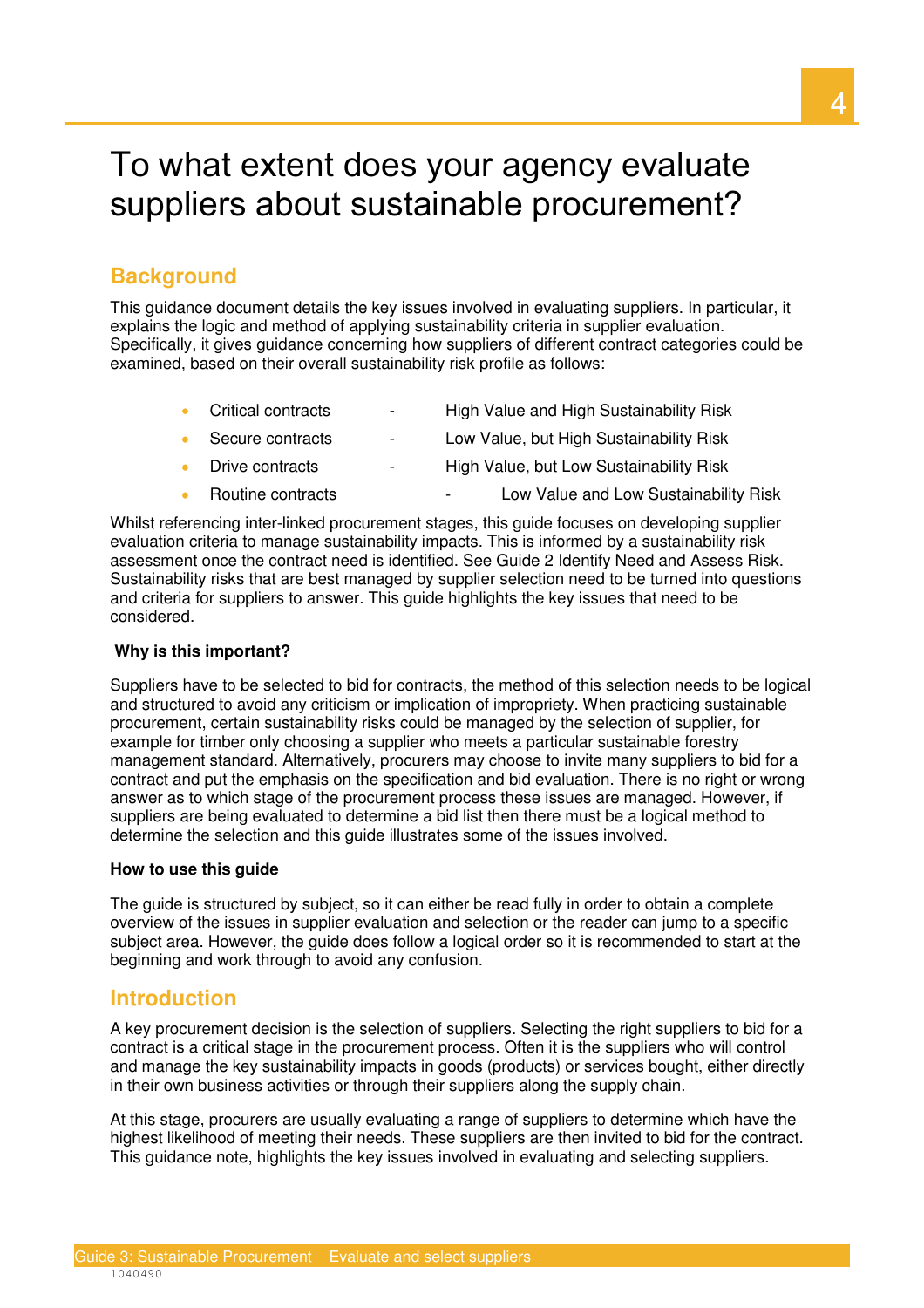# To what extent does your agency evaluate suppliers about sustainable procurement?

## Background

This guidance document details the key issues involved in evaluating suppliers. In particular, it explains the logic and method of applying sustainability criteria in supplier evaluation. Specifically, it gives guidance concerning how suppliers of different contract categories could be examined, based on their overall sustainability risk profile as follows:

- Critical contracts - High Value and High Sustainability Risk
- Secure contracts - Low Value, but High Sustainability Risk
- Drive contracts - High Value, but Low Sustainability Risk
- Routine contracts - Low Value and Low Sustainability Risk

Whilst referencing inter-linked procurement stages, this guide focuses on developing supplier evaluation criteria to manage sustainability impacts. This is informed by a sustainability risk assessment once the contract need is identified. See Guide 2 Identify Need and Assess Risk. Sustainability risks that are best managed by supplier selection need to be turned into questions and criteria for suppliers to answer. This guide highlights the key issues that need to be considered.

**Why is this important?**

Suppliers have to be selected to bid for contracts, the method of this selection needs to be logical and structured to avoid any criticism or implication of impropriety. When practicing sustainable procurement, certain sustainability risks could be managed by the selection of supplier, for example for timber only choosing a supplier who meets a particular sustainable forestry management standard. Alternatively, procurers may choose to invite many suppliers to bid for a contract and put the emphasis on the specification and bid evaluation. There is no right or wrong answer as to which stage of the procurement process these issues are managed. However, if suppliers are being evaluated to determine a bid list then there must be a logical method to determine the selection and this guide illustrates some of the issues involved.

**How to use this guide**

The guide is structured by subject, so it can either be read fully in order to obtain a complete overview of the issues in supplier evaluation and selection or the reader can jump to a specific subject area. However, the guide does follow a logical order so it is recommended to start at the beginning and work through to avoid any confusion.

## Introduction

A key procurement decision is the selection of suppliers. Selecting the right suppliers to bid for a contract is a critical stage in the procurement process. Often it is the suppliers who will control and manage the key sustainability impacts in goods (products) or services bought, either directly in their own business activities or through their suppliers along the supply chain.

At this stage, procurers are usually evaluating a range of suppliers to determine which have the highest likelihood of meeting their needs. These suppliers are then invited to bid for the contract. This guidance note, highlights the key issues involved in evaluating and selecting suppliers.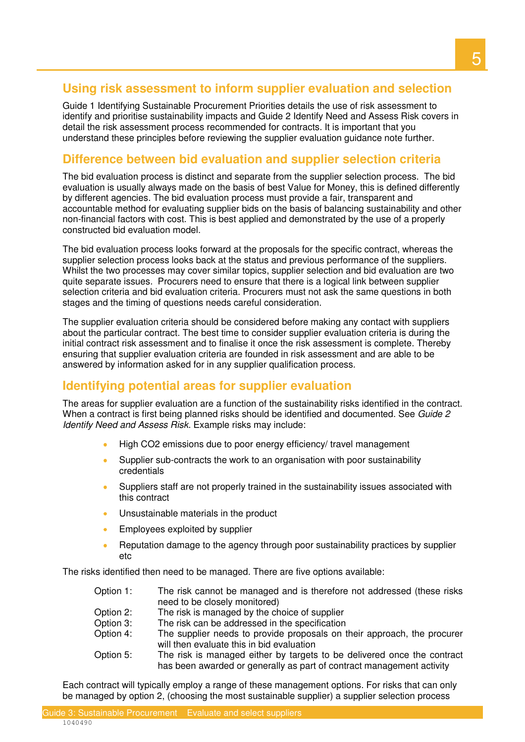## Using risk assessment to inform supplier evaluation and selection

Guide 1 Identifying Sustainable Procurement Priorities details the use of risk assessment to identify and prioritise sustainability impacts and Guide 2 Identify Need and Assess Risk covers in detail the risk assessment process recommended for contracts. It is important that you understand these principles before reviewing the supplier evaluation guidance note further.

## Difference between bid evaluation and supplier selection criteria

The bid evaluation process is distinct and separate from the supplier selection process. The bid evaluation is usually always made on the basis of best Value for Money, this is defined differently by different agencies. The bid evaluation process must provide a fair, transparent and accountable method for evaluating supplier bids on the basis of balancing sustainability and other non-financial factors with cost. This is best applied and demonstrated by the use of a properly constructed bid evaluation model.

The bid evaluation process looks forward at the proposals for the specific contract, whereas the supplier selection process looks back at the status and previous performance of the suppliers. Whilst the two processes may cover similar topics, supplier selection and bid evaluation are two quite separate issues. Procurers need to ensure that there is a logical link between supplier selection criteria and bid evaluation criteria. Procurers must not ask the same questions in both stages and the timing of questions needs careful consideration.

The supplier evaluation criteria should be considered before making any contact with suppliers about the particular contract. The best time to consider supplier evaluation criteria is during the initial contract risk assessment and to finalise it once the risk assessment is complete. Thereby ensuring that supplier evaluation criteria are founded in risk assessment and are able to be answered by information asked for in any supplier qualification process.

## Identifying potential areas for supplier evaluation

The areas for supplier evaluation are a function of the sustainability risks identified in the contract. When a contract is first being planned risks should be identified and documented. See *Guide 2 Identify Need and Assess Risk*. Example risks may include:

- High $CO_2$ emissions due to poor energy efficiency/ travel management
- Supplier sub-contracts the work to an organisation with poor sustainability credentials
- Suppliers staff are not properly trained in the sustainability issues associated with this contract
- Unsustainable materials in the product
- Employees exploited by supplier
- Reputation damage to the agency through poor sustainability practices by supplier etc

The risks identified then need to be managed. There are five options available:

| | |
|---|---|
| Option 1: | The risk cannot be managed and is therefore not addressed (these risks need to be closely monitored) |
| Option 2: | The risk is managed by the choice of supplier |
| Option 3: | The risk can be addressed in the specification |
| Option 4: | The supplier needs to provide proposals on their approach, the procurer will then evaluate this in bid evaluation |
| Option 5: | The risk is managed either by targets to be delivered once the contract has been awarded or generally as part of contract management activity |

Each contract will typically employ a range of these management options. For risks that can only be managed by option 2, (choosing the most sustainable supplier) a supplier selection process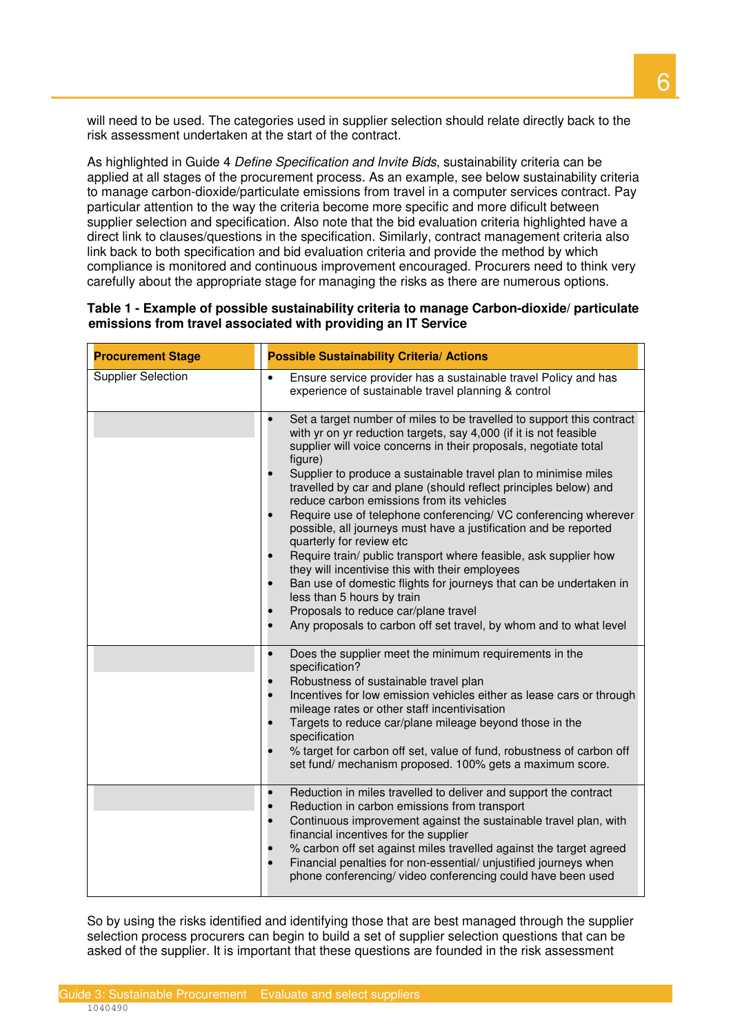will need to be used. The categories used in supplier selection should relate directly back to the risk assessment undertaken at the start of the contract.

As highlighted in Guide 4 *Define Specification and Invite Bids*, sustainability criteria can be applied at all stages of the procurement process. As an example, see below sustainability criteria to manage carbon-dioxide/particulate emissions from travel in a computer services contract. Pay particular attention to the way the criteria become more specific and more dificult between supplier selection and specification. Also note that the bid evaluation criteria highlighted have a direct link to clauses/questions in the specification. Similarly, contract management criteria also link back to both specification and bid evaluation criteria and provide the method by which compliance is monitored and continuous improvement encouraged. Procurers need to think very carefully about the appropriate stage for managing the risks as there are numerous options.

**Table 1 - Example of possible sustainability criteria to manage Carbon-dioxide/ particulate emissions from travel associated with providing an IT Service**

| Procurement Stage | Possible Sustainability Criteria/ Actions |
|---|---|
| Supplier Selection | • Ensure service provider has a sustainable travel Policy and has experience of sustainable travel planning & control |
| | • Set a target number of miles to be travelled to support this contract with yr on yr reduction targets, say 4,000 (if it is not feasible supplier will voice concerns in their proposals, negotiate total figure)<br>• Supplier to produce a sustainable travel plan to minimise miles travelled by car and plane (should reflect principles below) and reduce carbon emissions from its vehicles<br>• Require use of telephone conferencing/ VC conferencing wherever possible, all journeys must have a justification and be reported quarterly for review etc<br>• Require train/ public transport where feasible, ask supplier how they will incentivise this with their employees<br>• Ban use of domestic flights for journeys that can be undertaken in less than 5 hours by train<br>• Proposals to reduce car/plane travel<br>• Any proposals to carbon off set travel, by whom and to what level |
| | • Does the supplier meet the minimum requirements in the specification?<br>• Robustness of sustainable travel plan<br>• Incentives for low emission vehicles either as lease cars or through mileage rates or other staff incentivisation<br>• Targets to reduce car/plane mileage beyond those in the specification<br>• % target for carbon off set, value of fund, robustness of carbon off set fund/ mechanism proposed. 100% gets a maximum score. |
| | • Reduction in miles travelled to deliver and support the contract<br>• Reduction in carbon emissions from transport<br>• Continuous improvement against the sustainable travel plan, with financial incentives for the supplier<br>• % carbon off set against miles travelled against the target agreed<br>• Financial penalties for non-essential/ unjustified journeys when phone conferencing/ video conferencing could have been used |

So by using the risks identified and identifying those that are best managed through the supplier selection process procurers can begin to build a set of supplier selection questions that can be asked of the supplier. It is important that these questions are founded in the risk assessment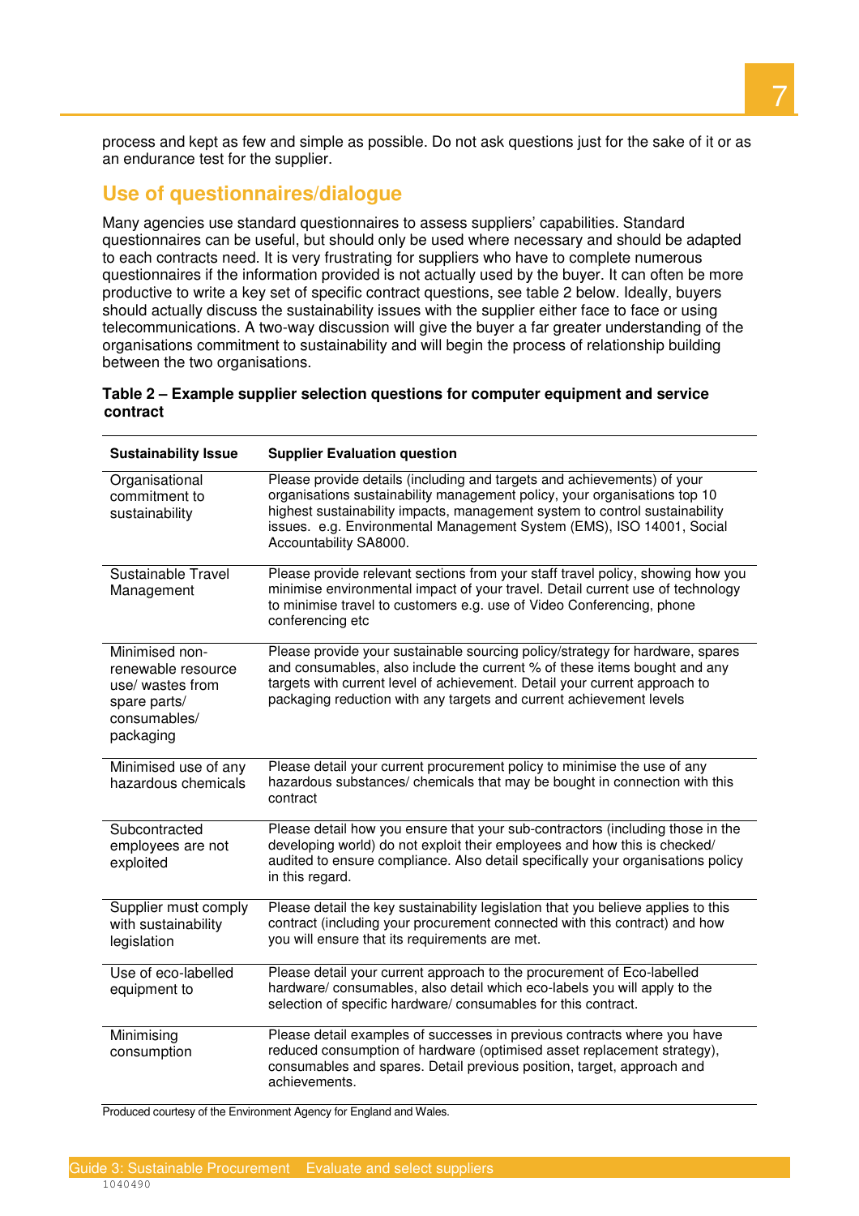process and kept as few and simple as possible. Do not ask questions just for the sake of it or as an endurance test for the supplier.

## Use of questionnaires/dialogue

Many agencies use standard questionnaires to assess suppliers' capabilities. Standard questionnaires can be useful, but should only be used where necessary and should be adapted to each contracts need. It is very frustrating for suppliers who have to complete numerous questionnaires if the information provided is not actually used by the buyer. It can often be more productive to write a key set of specific contract questions, see table 2 below. Ideally, buyers should actually discuss the sustainability issues with the supplier either face to face or using telecommunications. A two-way discussion will give the buyer a far greater understanding of the organisations commitment to sustainability and will begin the process of relationship building between the two organisations.

**Table 2 – Example supplier selection questions for computer equipment and service contract**

| Sustainability Issue | Supplier Evaluation question |
|---|---|
| Organisational commitment to sustainability | Please provide details (including and targets and achievements) of your organisations sustainability management policy, your organisations top 10 highest sustainability impacts, management system to control sustainability issues. e.g. Environmental Management System (EMS), ISO 14001, Social Accountability SA8000. |
| Sustainable Travel Management | Please provide relevant sections from your staff travel policy, showing how you minimise environmental impact of your travel. Detail current use of technology to minimise travel to customers e.g. use of Video Conferencing, phone conferencing etc |
| Minimised non-renewable resource use/ wastes from spare parts/ consumables/ packaging | Please provide your sustainable sourcing policy/strategy for hardware, spares and consumables, also include the current % of these items bought and any targets with current level of achievement. Detail your current approach to packaging reduction with any targets and current achievement levels |
| Minimised use of any hazardous chemicals | Please detail your current procurement policy to minimise the use of any hazardous substances/ chemicals that may be bought in connection with this contract |
| Subcontracted employees are not exploited | Please detail how you ensure that your sub-contractors (including those in the developing world) do not exploit their employees and how this is checked/ audited to ensure compliance. Also detail specifically your organisations policy in this regard. |
| Supplier must comply with sustainability legislation | Please detail the key sustainability legislation that you believe applies to this contract (including your procurement connected with this contract) and how you will ensure that its requirements are met. |
| Use of eco-labelled equipment to | Please detail your current approach to the procurement of Eco-labelled hardware/ consumables, also detail which eco-labels you will apply to the selection of specific hardware/ consumables for this contract. |
| Minimising consumption | Please detail examples of successes in previous contracts where you have reduced consumption of hardware (optimised asset replacement strategy), consumables and spares. Detail previous position, target, approach and achievements. |

Produced courtesy of the Environment Agency for England and Wales.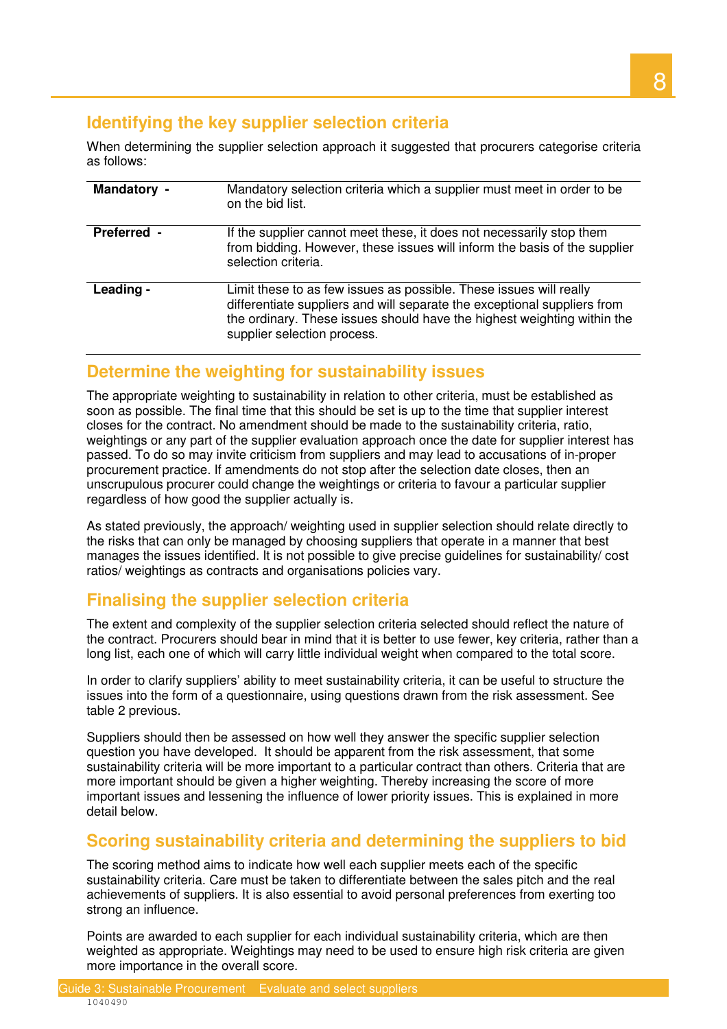## Identifying the key supplier selection criteria

When determining the supplier selection approach it suggested that procurers categorise criteria as follows:

| | |
|---|---|
| **Mandatory -** | Mandatory selection criteria which a supplier must meet in order to be on the bid list. |
| **Preferred -** | If the supplier cannot meet these, it does not necessarily stop them from bidding. However, these issues will inform the basis of the supplier selection criteria. |
| **Leading -** | Limit these to as few issues as possible. These issues will really differentiate suppliers and will separate the exceptional suppliers from the ordinary. These issues should have the highest weighting within the supplier selection process. |

## Determine the weighting for sustainability issues

The appropriate weighting to sustainability in relation to other criteria, must be established as soon as possible. The final time that this should be set is up to the time that supplier interest closes for the contract. No amendment should be made to the sustainability criteria, ratio, weightings or any part of the supplier evaluation approach once the date for supplier interest has passed. To do so may invite criticism from suppliers and may lead to accusations of in-proper procurement practice. If amendments do not stop after the selection date closes, then an unscrupulous procurer could change the weightings or criteria to favour a particular supplier regardless of how good the supplier actually is.

As stated previously, the approach/ weighting used in supplier selection should relate directly to the risks that can only be managed by choosing suppliers that operate in a manner that best manages the issues identified. It is not possible to give precise guidelines for sustainability/ cost ratios/ weightings as contracts and organisations policies vary.

## Finalising the supplier selection criteria

The extent and complexity of the supplier selection criteria selected should reflect the nature of the contract. Procurers should bear in mind that it is better to use fewer, key criteria, rather than a long list, each one of which will carry little individual weight when compared to the total score.

In order to clarify suppliers' ability to meet sustainability criteria, it can be useful to structure the issues into the form of a questionnaire, using questions drawn from the risk assessment. See table 2 previous.

Suppliers should then be assessed on how well they answer the specific supplier selection question you have developed. It should be apparent from the risk assessment, that some sustainability criteria will be more important to a particular contract than others. Criteria that are more important should be given a higher weighting. Thereby increasing the score of more important issues and lessening the influence of lower priority issues. This is explained in more detail below.

## Scoring sustainability criteria and determining the suppliers to bid

The scoring method aims to indicate how well each supplier meets each of the specific sustainability criteria. Care must be taken to differentiate between the sales pitch and the real achievements of suppliers. It is also essential to avoid personal preferences from exerting too strong an influence.

Points are awarded to each supplier for each individual sustainability criteria, which are then weighted as appropriate. Weightings may need to be used to ensure high risk criteria are given more importance in the overall score.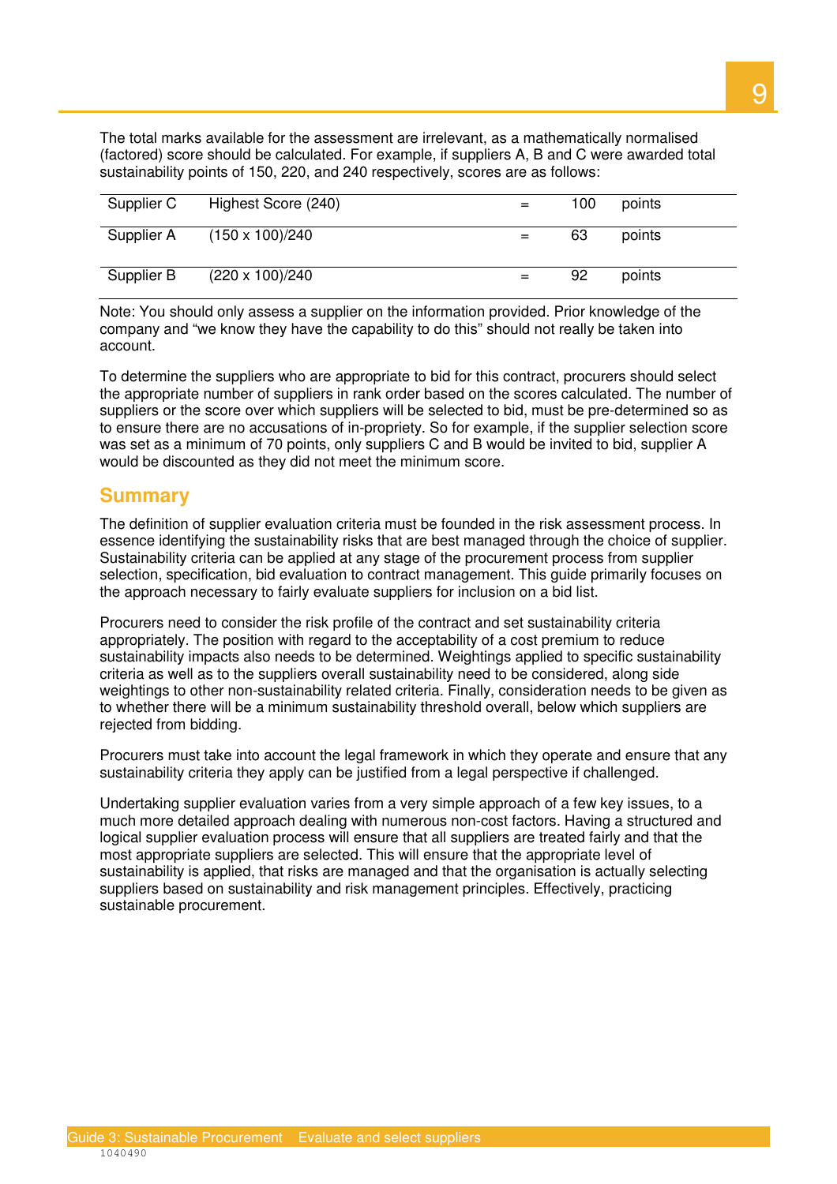The total marks available for the assessment are irrelevant, as a mathematically normalised (factored) score should be calculated. For example, if suppliers A, B and C were awarded total sustainability points of 150, 220, and 240 respectively, scores are as follows:

| | | | | |
|---|---|---|---|---|
| Supplier C | Highest Score (240) | = | 100 | points |
| Supplier A | (150 x 100)/240 | = | 63 | points |
| Supplier B | (220 x 100)/240 | = | 92 | points |

Note: You should only assess a supplier on the information provided. Prior knowledge of the company and "we know they have the capability to do this" should not really be taken into account.

To determine the suppliers who are appropriate to bid for this contract, procurers should select the appropriate number of suppliers in rank order based on the scores calculated. The number of suppliers or the score over which suppliers will be selected to bid, must be pre-determined so as to ensure there are no accusations of in-propriety. So for example, if the supplier selection score was set as a minimum of 70 points, only suppliers C and B would be invited to bid, supplier A would be discounted as they did not meet the minimum score.

## Summary

The definition of supplier evaluation criteria must be founded in the risk assessment process. In essence identifying the sustainability risks that are best managed through the choice of supplier. Sustainability criteria can be applied at any stage of the procurement process from supplier selection, specification, bid evaluation to contract management. This guide primarily focuses on the approach necessary to fairly evaluate suppliers for inclusion on a bid list.

Procurers need to consider the risk profile of the contract and set sustainability criteria appropriately. The position with regard to the acceptability of a cost premium to reduce sustainability impacts also needs to be determined. Weightings applied to specific sustainability criteria as well as to the suppliers overall sustainability need to be considered, along side weightings to other non-sustainability related criteria. Finally, consideration needs to be given as to whether there will be a minimum sustainability threshold overall, below which suppliers are rejected from bidding.

Procurers must take into account the legal framework in which they operate and ensure that any sustainability criteria they apply can be justified from a legal perspective if challenged.

Undertaking supplier evaluation varies from a very simple approach of a few key issues, to a much more detailed approach dealing with numerous non-cost factors. Having a structured and logical supplier evaluation process will ensure that all suppliers are treated fairly and that the most appropriate suppliers are selected. This will ensure that the appropriate level of sustainability is applied, that risks are managed and that the organisation is actually selecting suppliers based on sustainability and risk management principles. Effectively, practicing sustainable procurement.